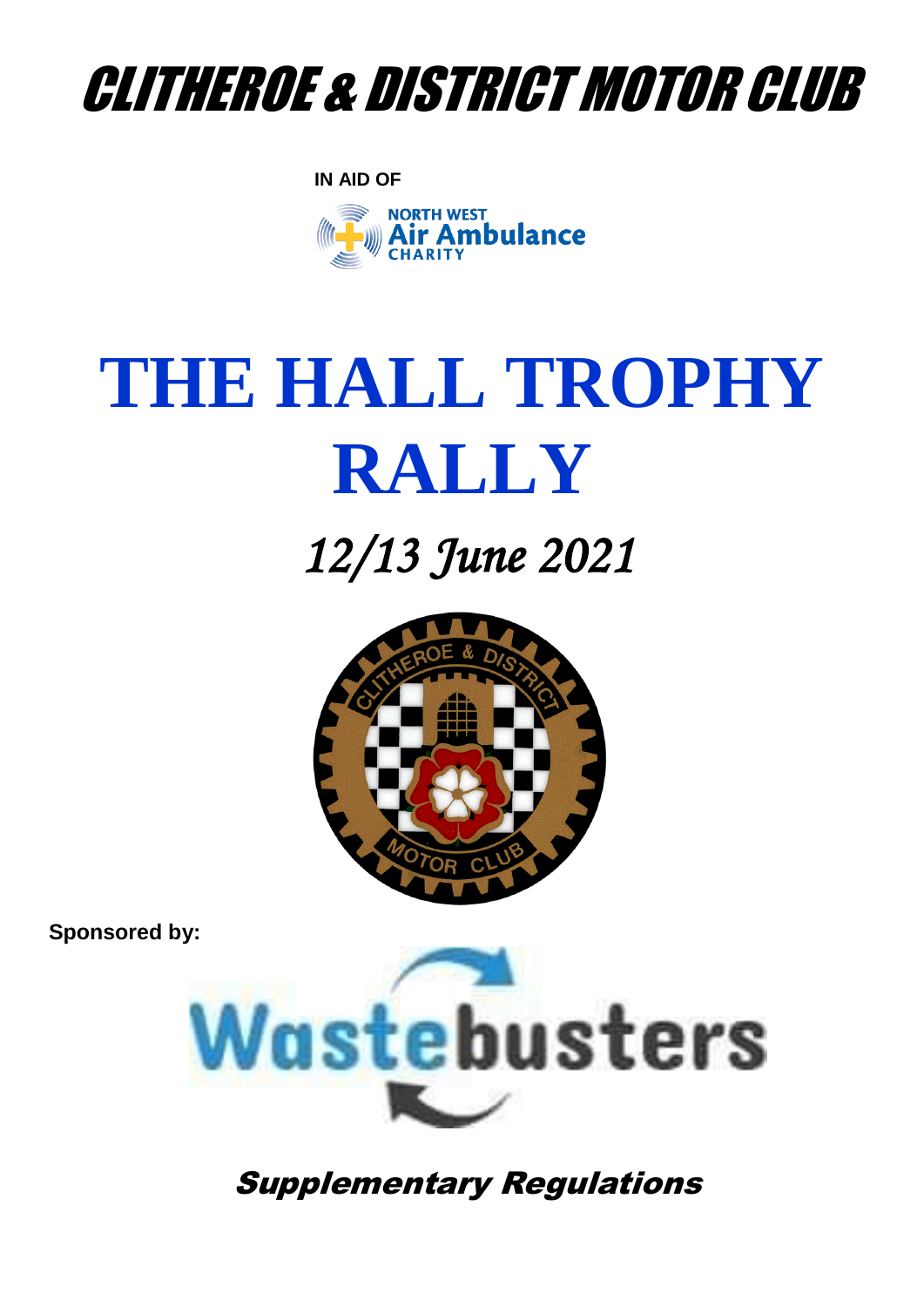# CLITHEROE & DISTRICT MOTOR CLUB

**IN AID OF**

NORTH WEST Air Ambulance CHARITY

# THE HALL TROPHY RALLY

## *12/13 June 2021*

**Sponsored by:**

Wastebusters

***Supplementary Regulations***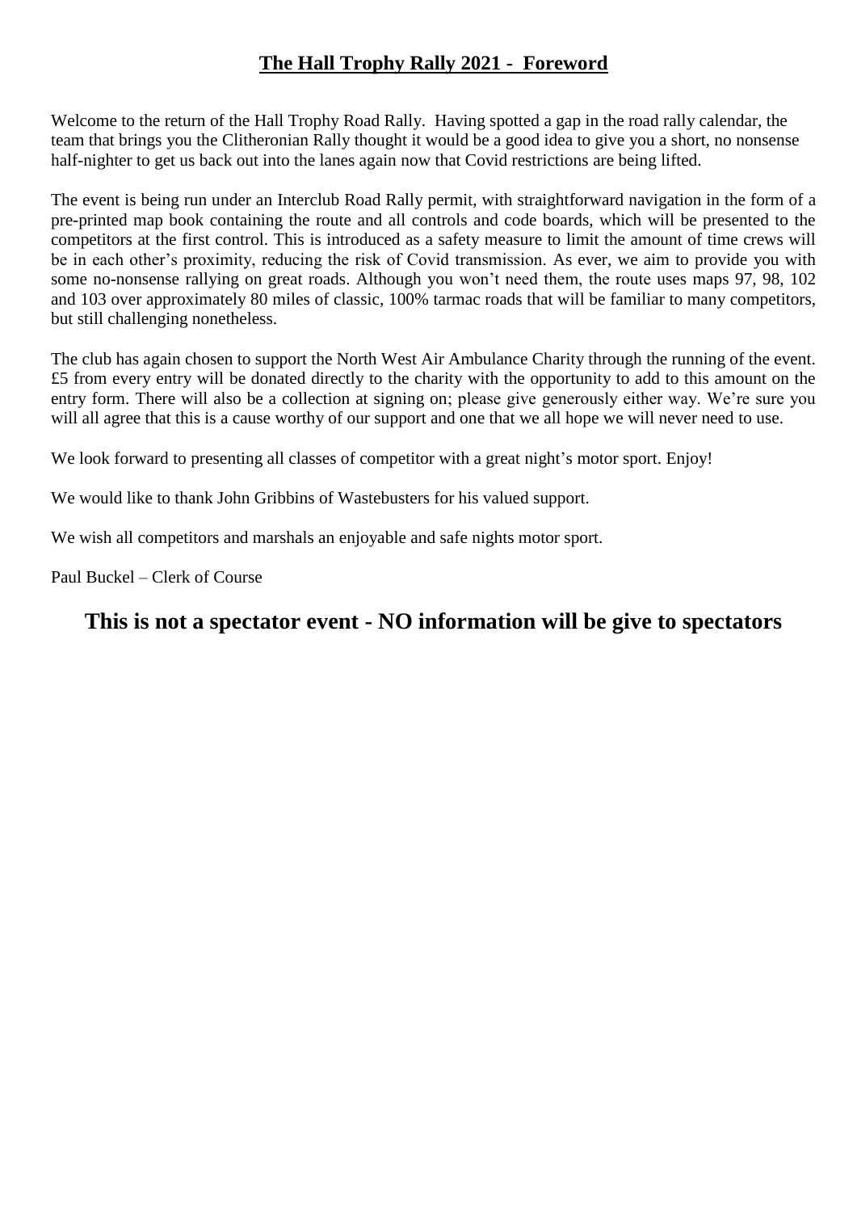# The Hall Trophy Rally 2021 - Foreword

Welcome to the return of the Hall Trophy Road Rally. Having spotted a gap in the road rally calendar, the team that brings you the Clitheronian Rally thought it would be a good idea to give you a short, no nonsense half-nighter to get us back out into the lanes again now that Covid restrictions are being lifted.

The event is being run under an Interclub Road Rally permit, with straightforward navigation in the form of a pre-printed map book containing the route and all controls and code boards, which will be presented to the competitors at the first control. This is introduced as a safety measure to limit the amount of time crews will be in each other's proximity, reducing the risk of Covid transmission. As ever, we aim to provide you with some no-nonsense rallying on great roads. Although you won't need them, the route uses maps 97, 98, 102 and 103 over approximately 80 miles of classic, 100% tarmac roads that will be familiar to many competitors, but still challenging nonetheless.

The club has again chosen to support the North West Air Ambulance Charity through the running of the event. £5 from every entry will be donated directly to the charity with the opportunity to add to this amount on the entry form. There will also be a collection at signing on; please give generously either way. We're sure you will all agree that this is a cause worthy of our support and one that we all hope we will never need to use.

We look forward to presenting all classes of competitor with a great night's motor sport. Enjoy!

We would like to thank John Gribbins of Wastebusters for his valued support.

We wish all competitors and marshals an enjoyable and safe nights motor sport.

Paul Buckel – Clerk of Course

## This is not a spectator event - NO information will be give to spectators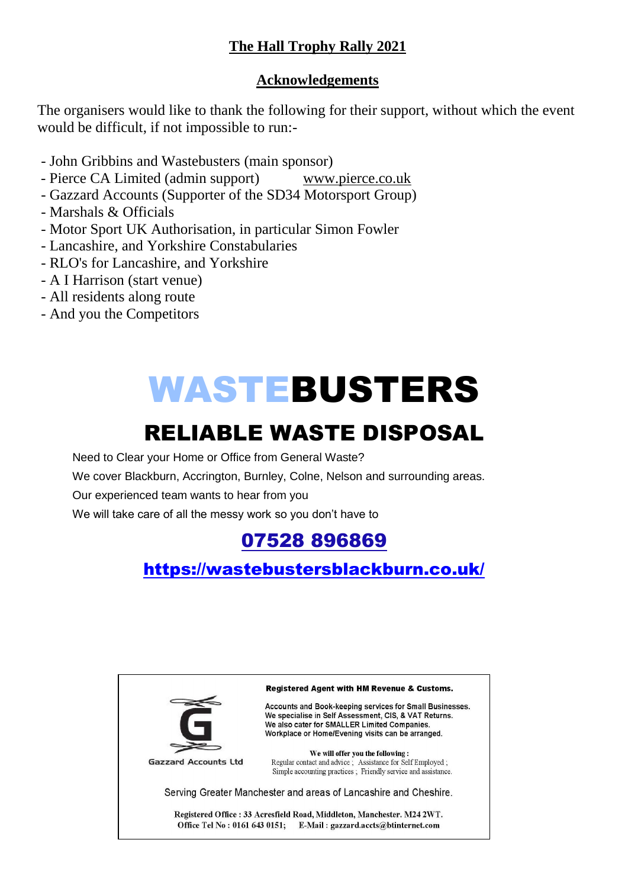## The Hall Trophy Rally 2021

### Acknowledgements

The organisers would like to thank the following for their support, without which the event would be difficult, if not impossible to run:-

- John Gribbins and Wastebusters (main sponsor)
- Pierce CA Limited (admin support) www.pierce.co.uk
- Gazzard Accounts (Supporter of the SD34 Motorsport Group)
- Marshals & Officials
- Motor Sport UK Authorisation, in particular Simon Fowler
- Lancashire, and Yorkshire Constabularies
- RLO's for Lancashire, and Yorkshire
- A I Harrison (start venue)
- All residents along route
- And you the Competitors

# WASTEBUSTERS

## RELIABLE WASTE DISPOSAL

Need to Clear your Home or Office from General Waste?

We cover Blackburn, Accrington, Burnley, Colne, Nelson and surrounding areas.

Our experienced team wants to hear from you

We will take care of all the messy work so you don't have to

**07528 896869**

**https://wastebustersblackburn.co.uk/**

Gazzard Accounts Ltd

**Registered Agent with HM Revenue & Customs.**

Accounts and Book-keeping services for Small Businesses.
We specialise in Self Assessment, CIS, & VAT Returns.
We also cater for SMALLER Limited Companies.
Workplace or Home/Evening visits can be arranged.

**We will offer you the following :**
Regular contact and advice ; Assistance for Self Employed ;
Simple accounting practices ; Friendly service and assistance.

Serving Greater Manchester and areas of Lancashire and Cheshire.

**Registered Office : 33 Acresfield Road, Middleton, Manchester. M24 2WT.**
**Office Tel No : 0161 643 0151; E-Mail : gazzard.accts@btinternet.com**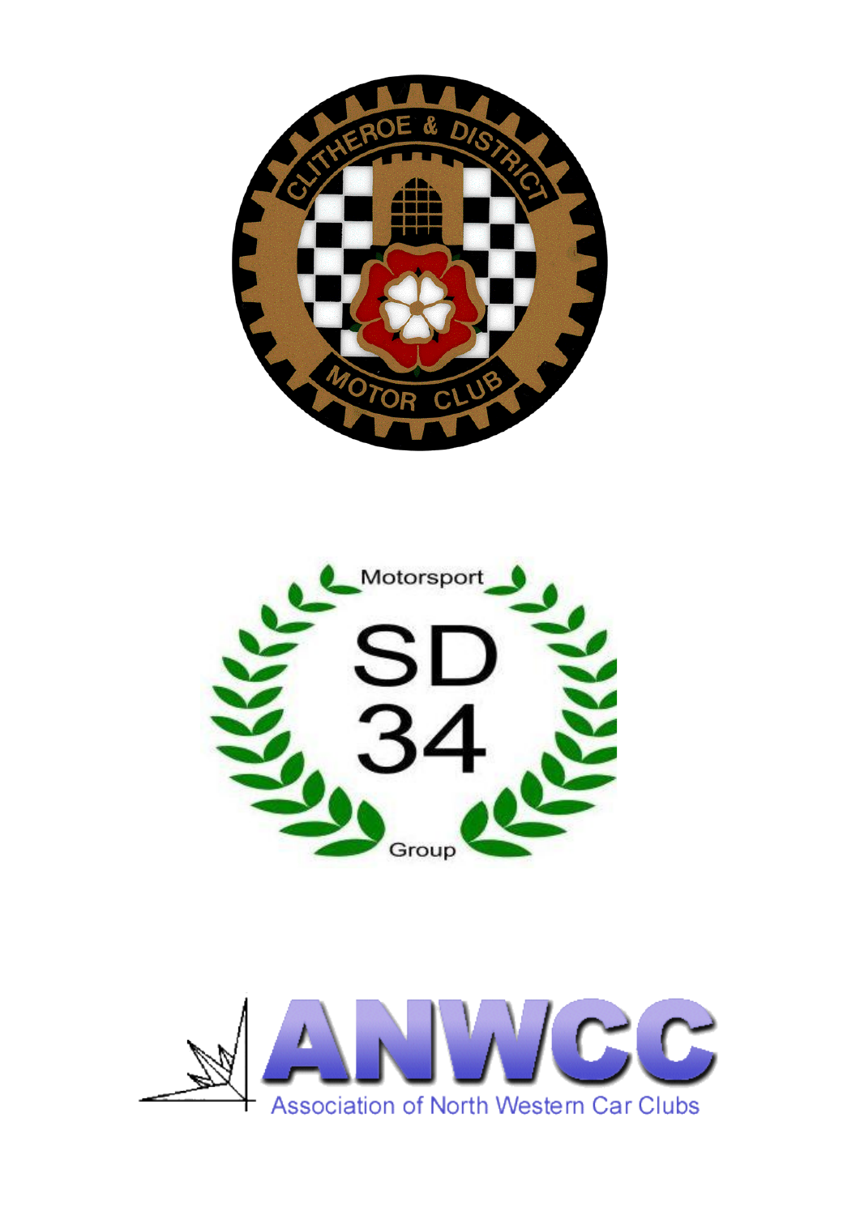CLITHEROE & DISTRICT

MOTOR CLUB

Motorsport

SD

34

Group

ANWCC

Association of North Western Car Clubs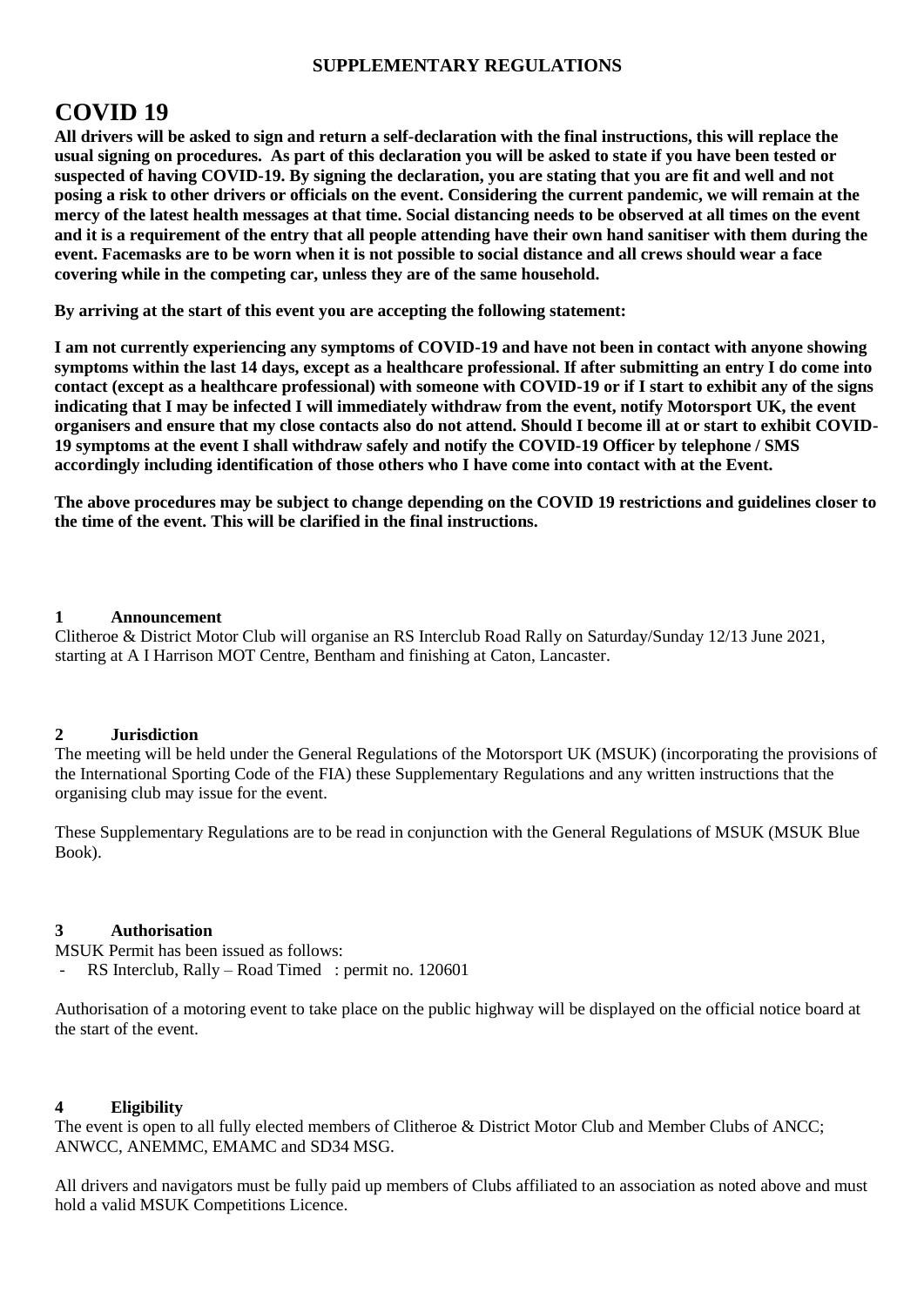**SUPPLEMENTARY REGULATIONS**

# COVID 19

**All drivers will be asked to sign and return a self-declaration with the final instructions, this will replace the usual signing on procedures. As part of this declaration you will be asked to state if you have been tested or suspected of having COVID-19. By signing the declaration, you are stating that you are fit and well and not posing a risk to other drivers or officials on the event. Considering the current pandemic, we will remain at the mercy of the latest health messages at that time. Social distancing needs to be observed at all times on the event and it is a requirement of the entry that all people attending have their own hand sanitiser with them during the event. Facemasks are to be worn when it is not possible to social distance and all crews should wear a face covering while in the competing car, unless they are of the same household.**

**By arriving at the start of this event you are accepting the following statement:**

**I am not currently experiencing any symptoms of COVID-19 and have not been in contact with anyone showing symptoms within the last 14 days, except as a healthcare professional. If after submitting an entry I do come into contact (except as a healthcare professional) with someone with COVID-19 or if I start to exhibit any of the signs indicating that I may be infected I will immediately withdraw from the event, notify Motorsport UK, the event organisers and ensure that my close contacts also do not attend. Should I become ill at or start to exhibit COVID-19 symptoms at the event I shall withdraw safely and notify the COVID-19 Officer by telephone / SMS accordingly including identification of those others who I have come into contact with at the Event.**

**The above procedures may be subject to change depending on the COVID 19 restrictions and guidelines closer to the time of the event. This will be clarified in the final instructions.**

### 1 Announcement

Clitheroe & District Motor Club will organise an RS Interclub Road Rally on Saturday/Sunday 12/13 June 2021, starting at A I Harrison MOT Centre, Bentham and finishing at Caton, Lancaster.

### 2 Jurisdiction

The meeting will be held under the General Regulations of the Motorsport UK (MSUK) (incorporating the provisions of the International Sporting Code of the FIA) these Supplementary Regulations and any written instructions that the organising club may issue for the event.

These Supplementary Regulations are to be read in conjunction with the General Regulations of MSUK (MSUK Blue Book).

### 3 Authorisation

MSUK Permit has been issued as follows:

- RS Interclub, Rally – Road Timed : permit no. 120601

Authorisation of a motoring event to take place on the public highway will be displayed on the official notice board at the start of the event.

### 4 Eligibility

The event is open to all fully elected members of Clitheroe & District Motor Club and Member Clubs of ANCC; ANWCC, ANEMMC, EMAMC and SD34 MSG.

All drivers and navigators must be fully paid up members of Clubs affiliated to an association as noted above and must hold a valid MSUK Competitions Licence.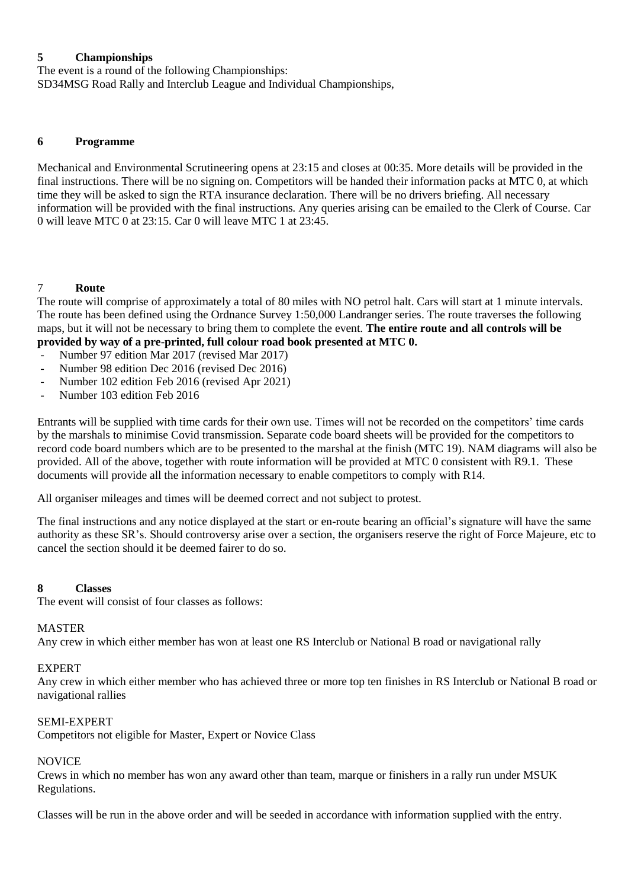## 5 Championships

The event is a round of the following Championships:
SD34MSG Road Rally and Interclub League and Individual Championships,

## 6 Programme

Mechanical and Environmental Scrutineering opens at 23:15 and closes at 00:35. More details will be provided in the final instructions. There will be no signing on. Competitors will be handed their information packs at MTC 0, at which time they will be asked to sign the RTA insurance declaration. There will be no drivers briefing. All necessary information will be provided with the final instructions. Any queries arising can be emailed to the Clerk of Course. Car 0 will leave MTC 0 at 23:15. Car 0 will leave MTC 1 at 23:45.

## 7 Route

The route will comprise of approximately a total of 80 miles with NO petrol halt. Cars will start at 1 minute intervals. The route has been defined using the Ordnance Survey 1:50,000 Landranger series. The route traverses the following maps, but it will not be necessary to bring them to complete the event. **The entire route and all controls will be provided by way of a pre-printed, full colour road book presented at MTC 0.**

- Number 97 edition Mar 2017 (revised Mar 2017)
- Number 98 edition Dec 2016 (revised Dec 2016)
- Number 102 edition Feb 2016 (revised Apr 2021)
- Number 103 edition Feb 2016

Entrants will be supplied with time cards for their own use. Times will not be recorded on the competitors' time cards by the marshals to minimise Covid transmission. Separate code board sheets will be provided for the competitors to record code board numbers which are to be presented to the marshal at the finish (MTC 19). NAM diagrams will also be provided. All of the above, together with route information will be provided at MTC 0 consistent with R9.1. These documents will provide all the information necessary to enable competitors to comply with R14.

All organiser mileages and times will be deemed correct and not subject to protest.

The final instructions and any notice displayed at the start or en-route bearing an official's signature will have the same authority as these SR's. Should controversy arise over a section, the organisers reserve the right of Force Majeure, etc to cancel the section should it be deemed fairer to do so.

## 8 Classes

The event will consist of four classes as follows:

MASTER
Any crew in which either member has won at least one RS Interclub or National B road or navigational rally

EXPERT
Any crew in which either member who has achieved three or more top ten finishes in RS Interclub or National B road or navigational rallies

SEMI-EXPERT
Competitors not eligible for Master, Expert or Novice Class

NOVICE
Crews in which no member has won any award other than team, marque or finishers in a rally run under MSUK Regulations.

Classes will be run in the above order and will be seeded in accordance with information supplied with the entry.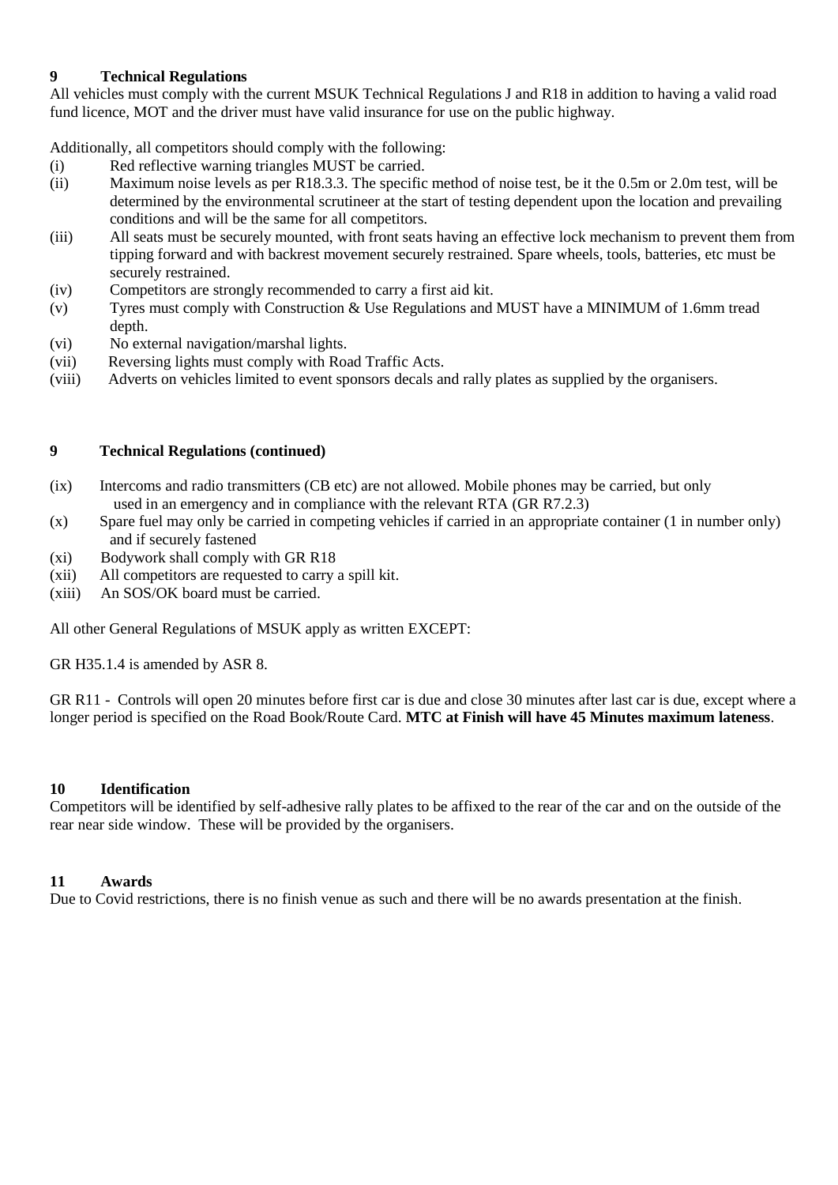## 9 Technical Regulations

All vehicles must comply with the current MSUK Technical Regulations J and R18 in addition to having a valid road fund licence, MOT and the driver must have valid insurance for use on the public highway.

Additionally, all competitors should comply with the following:

(i) Red reflective warning triangles MUST be carried.

(ii) Maximum noise levels as per R18.3.3. The specific method of noise test, be it the 0.5m or 2.0m test, will be determined by the environmental scrutineer at the start of testing dependent upon the location and prevailing conditions and will be the same for all competitors.

(iii) All seats must be securely mounted, with front seats having an effective lock mechanism to prevent them from tipping forward and with backrest movement securely restrained. Spare wheels, tools, batteries, etc must be securely restrained.

(iv) Competitors are strongly recommended to carry a first aid kit.

(v) Tyres must comply with Construction & Use Regulations and MUST have a MINIMUM of 1.6mm tread depth.

(vi) No external navigation/marshal lights.

(vii) Reversing lights must comply with Road Traffic Acts.

(viii) Adverts on vehicles limited to event sponsors decals and rally plates as supplied by the organisers.

## 9 Technical Regulations (continued)

(ix) Intercoms and radio transmitters (CB etc) are not allowed. Mobile phones may be carried, but only used in an emergency and in compliance with the relevant RTA (GR R7.2.3)

(x) Spare fuel may only be carried in competing vehicles if carried in an appropriate container (1 in number only) and if securely fastened

(xi) Bodywork shall comply with GR R18

(xii) All competitors are requested to carry a spill kit.

(xiii) An SOS/OK board must be carried.

All other General Regulations of MSUK apply as written EXCEPT:

GR H35.1.4 is amended by ASR 8.

GR R11 - Controls will open 20 minutes before first car is due and close 30 minutes after last car is due, except where a longer period is specified on the Road Book/Route Card. **MTC at Finish will have 45 Minutes maximum lateness**.

## 10 Identification

Competitors will be identified by self-adhesive rally plates to be affixed to the rear of the car and on the outside of the rear near side window. These will be provided by the organisers.

## 11 Awards

Due to Covid restrictions, there is no finish venue as such and there will be no awards presentation at the finish.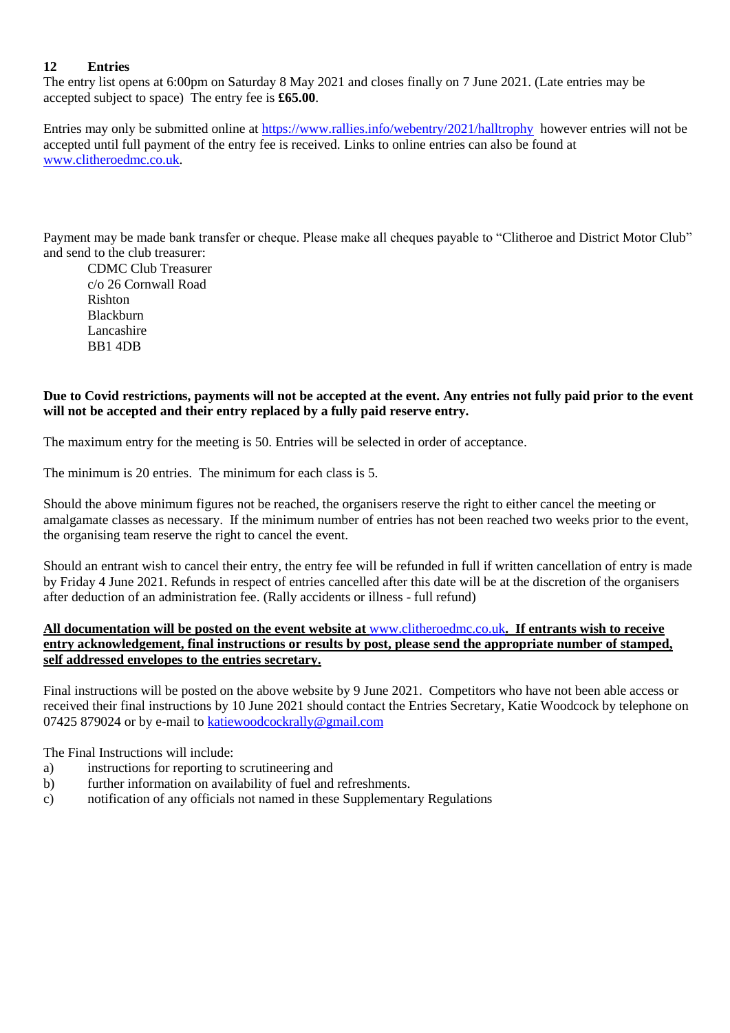## 12 Entries

The entry list opens at 6:00pm on Saturday 8 May 2021 and closes finally on 7 June 2021. (Late entries may be accepted subject to space) The entry fee is **£65.00**.

Entries may only be submitted online at https://www.rallies.info/webentry/2021/halltrophy however entries will not be accepted until full payment of the entry fee is received. Links to online entries can also be found at www.clitheroedmc.co.uk.

Payment may be made bank transfer or cheque. Please make all cheques payable to "Clitheroe and District Motor Club" and send to the club treasurer:

CDMC Club Treasurer
c/o 26 Cornwall Road
Rishton
Blackburn
Lancashire
BB1 4DB

**Due to Covid restrictions, payments will not be accepted at the event. Any entries not fully paid prior to the event will not be accepted and their entry replaced by a fully paid reserve entry.**

The maximum entry for the meeting is 50. Entries will be selected in order of acceptance.

The minimum is 20 entries. The minimum for each class is 5.

Should the above minimum figures not be reached, the organisers reserve the right to either cancel the meeting or amalgamate classes as necessary. If the minimum number of entries has not been reached two weeks prior to the event, the organising team reserve the right to cancel the event.

Should an entrant wish to cancel their entry, the entry fee will be refunded in full if written cancellation of entry is made by Friday 4 June 2021. Refunds in respect of entries cancelled after this date will be at the discretion of the organisers after deduction of an administration fee. (Rally accidents or illness - full refund)

**All documentation will be posted on the event website at www.clitheroedmc.co.uk. If entrants wish to receive entry acknowledgement, final instructions or results by post, please send the appropriate number of stamped, self addressed envelopes to the entries secretary.**

Final instructions will be posted on the above website by 9 June 2021. Competitors who have not been able access or received their final instructions by 10 June 2021 should contact the Entries Secretary, Katie Woodcock by telephone on 07425 879024 or by e-mail to katiewoodcockrally@gmail.com

The Final Instructions will include:

a) instructions for reporting to scrutineering and
b) further information on availability of fuel and refreshments.
c) notification of any officials not named in these Supplementary Regulations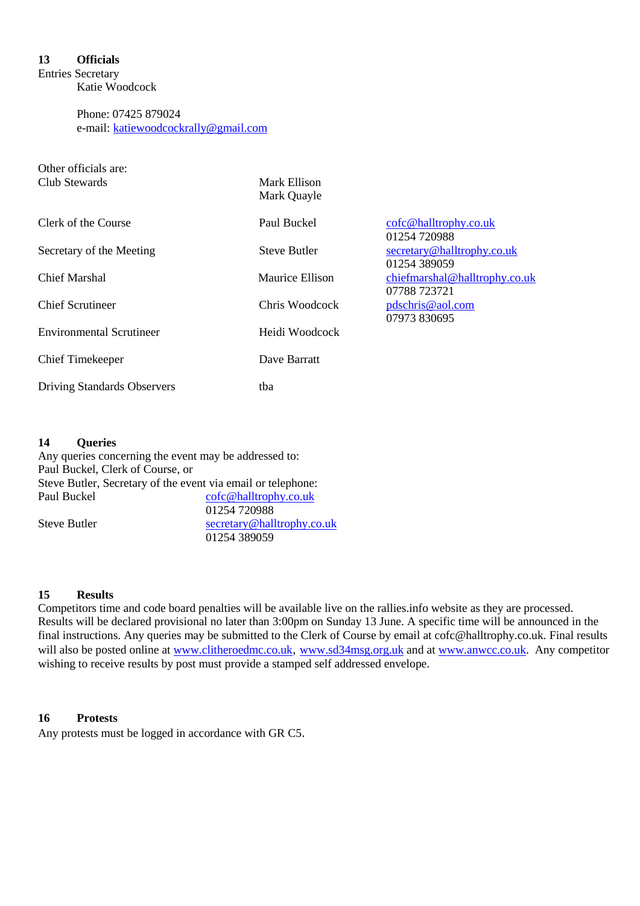## 13 Officials

Entries Secretary

Katie Woodcock

Phone: 07425 879024
e-mail: katiewoodcockrally@gmail.com

Other officials are:

| | | |
|---|---|---|
| Club Stewards | Mark Ellison<br>Mark Quayle | |
| Clerk of the Course | Paul Buckel | cofc@halltrophy.co.uk<br>01254 720988 |
| Secretary of the Meeting | Steve Butler | secretary@halltrophy.co.uk<br>01254 389059 |
| Chief Marshal | Maurice Ellison | chiefmarshal@halltrophy.co.uk<br>07788 723721 |
| Chief Scrutineer | Chris Woodcock | pdschris@aol.com<br>07973 830695 |
| Environmental Scrutineer | Heidi Woodcock | |
| Chief Timekeeper | Dave Barratt | |
| Driving Standards Observers | tba | |

## 14 Queries

Any queries concerning the event may be addressed to:
Paul Buckel, Clerk of Course, or
Steve Butler, Secretary of the event via email or telephone:

| | |
|---|---|
| Paul Buckel | cofc@halltrophy.co.uk<br>01254 720988 |
| Steve Butler | secretary@halltrophy.co.uk<br>01254 389059 |

## 15 Results

Competitors time and code board penalties will be available live on the rallies.info website as they are processed. Results will be declared provisional no later than 3:00pm on Sunday 13 June. A specific time will be announced in the final instructions. Any queries may be submitted to the Clerk of Course by email at cofc@halltrophy.co.uk. Final results will also be posted online at www.clitheroedmc.co.uk, www.sd34msg.org.uk and at www.anwcc.co.uk. Any competitor wishing to receive results by post must provide a stamped self addressed envelope.

## 16 Protests

Any protests must be logged in accordance with GR C5.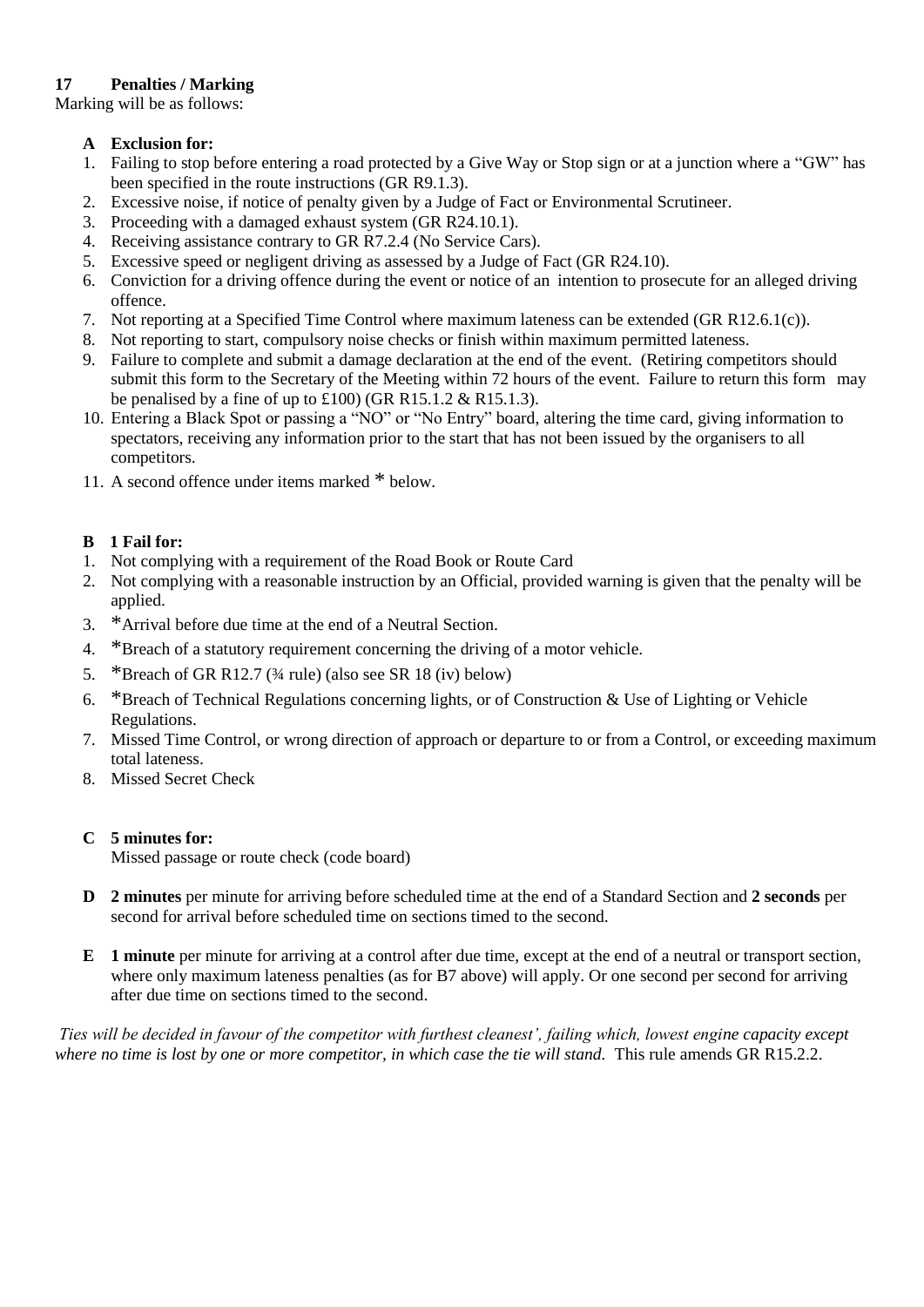## 17 Penalties / Marking

Marking will be as follows:

**A Exclusion for:**

1. Failing to stop before entering a road protected by a Give Way or Stop sign or at a junction where a "GW" has been specified in the route instructions (GR R9.1.3).
2. Excessive noise, if notice of penalty given by a Judge of Fact or Environmental Scrutineer.
3. Proceeding with a damaged exhaust system (GR R24.10.1).
4. Receiving assistance contrary to GR R7.2.4 (No Service Cars).
5. Excessive speed or negligent driving as assessed by a Judge of Fact (GR R24.10).
6. Conviction for a driving offence during the event or notice of an intention to prosecute for an alleged driving offence.
7. Not reporting at a Specified Time Control where maximum lateness can be extended (GR R12.6.1(c)).
8. Not reporting to start, compulsory noise checks or finish within maximum permitted lateness.
9. Failure to complete and submit a damage declaration at the end of the event. (Retiring competitors should submit this form to the Secretary of the Meeting within 72 hours of the event. Failure to return this form may be penalised by a fine of up to £100) (GR R15.1.2 & R15.1.3).
10. Entering a Black Spot or passing a "NO" or "No Entry" board, altering the time card, giving information to spectators, receiving any information prior to the start that has not been issued by the organisers to all competitors.
11. A second offence under items marked * below.

**B 1 Fail for:**

1. Not complying with a requirement of the Road Book or Route Card
2. Not complying with a reasonable instruction by an Official, provided warning is given that the penalty will be applied.
3. *Arrival before due time at the end of a Neutral Section.
4. *Breach of a statutory requirement concerning the driving of a motor vehicle.
5. *Breach of GR R12.7 (¾ rule) (also see SR 18 (iv) below)
6. *Breach of Technical Regulations concerning lights, or of Construction & Use of Lighting or Vehicle Regulations.
7. Missed Time Control, or wrong direction of approach or departure to or from a Control, or exceeding maximum total lateness.
8. Missed Secret Check

**C 5 minutes for:**

Missed passage or route check (code board)

**D 2 minutes** per minute for arriving before scheduled time at the end of a Standard Section and **2 seconds** per second for arrival before scheduled time on sections timed to the second.

**E 1 minute** per minute for arriving at a control after due time, except at the end of a neutral or transport section, where only maximum lateness penalties (as for B7 above) will apply. Or one second per second for arriving after due time on sections timed to the second.

*Ties will be decided in favour of the competitor with furthest cleanest', failing which, lowest engine capacity except where no time is lost by one or more competitor, in which case the tie will stand.* This rule amends GR R15.2.2.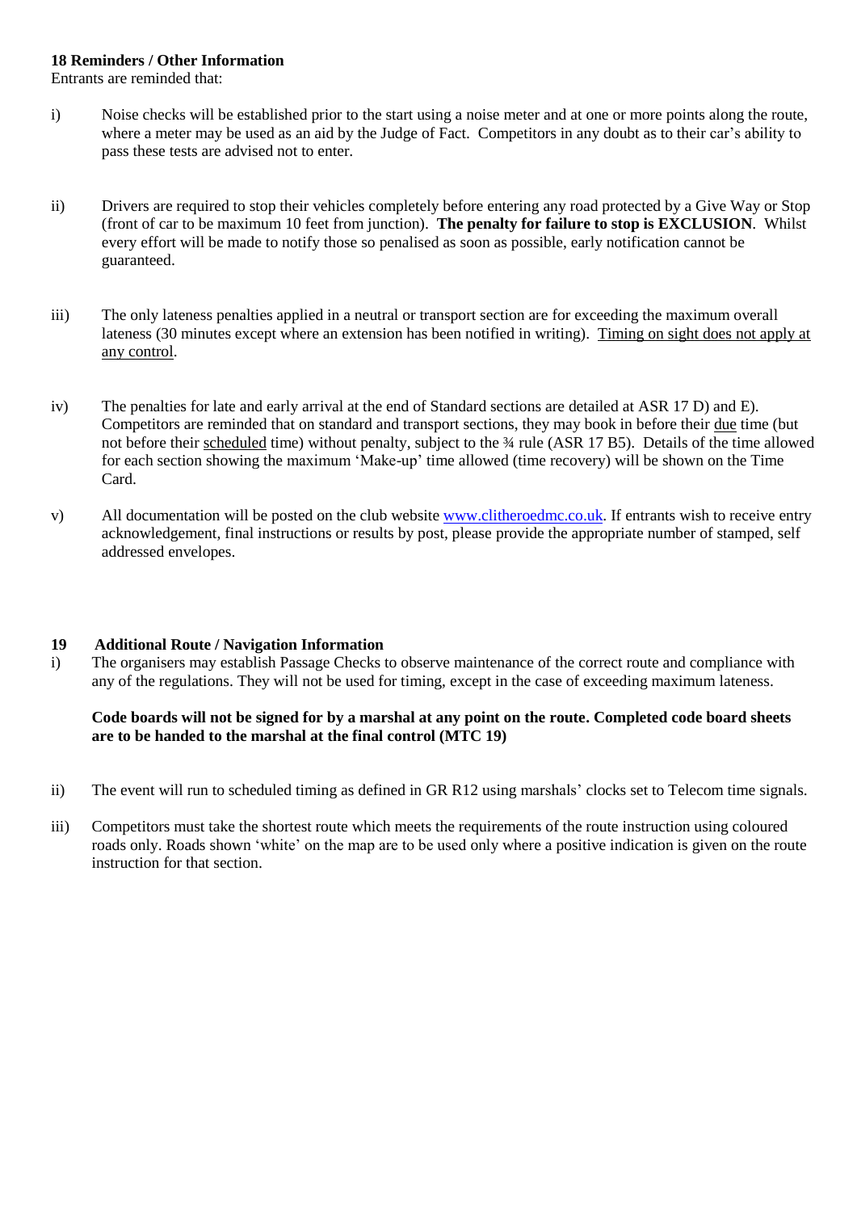**18 Reminders / Other Information**

Entrants are reminded that:

i) Noise checks will be established prior to the start using a noise meter and at one or more points along the route, where a meter may be used as an aid by the Judge of Fact. Competitors in any doubt as to their car's ability to pass these tests are advised not to enter.

ii) Drivers are required to stop their vehicles completely before entering any road protected by a Give Way or Stop (front of car to be maximum 10 feet from junction). **The penalty for failure to stop is EXCLUSION**. Whilst every effort will be made to notify those so penalised as soon as possible, early notification cannot be guaranteed.

iii) The only lateness penalties applied in a neutral or transport section are for exceeding the maximum overall lateness (30 minutes except where an extension has been notified in writing). Timing on sight does not apply at any control.

iv) The penalties for late and early arrival at the end of Standard sections are detailed at ASR 17 D) and E). Competitors are reminded that on standard and transport sections, they may book in before their due time (but not before their scheduled time) without penalty, subject to the ¾ rule (ASR 17 B5). Details of the time allowed for each section showing the maximum 'Make-up' time allowed (time recovery) will be shown on the Time Card.

v) All documentation will be posted on the club website [www.clitheroedmc.co.uk](http://www.clitheroedmc.co.uk). If entrants wish to receive entry acknowledgement, final instructions or results by post, please provide the appropriate number of stamped, self addressed envelopes.

**19 Additional Route / Navigation Information**

i) The organisers may establish Passage Checks to observe maintenance of the correct route and compliance with any of the regulations. They will not be used for timing, except in the case of exceeding maximum lateness.

**Code boards will not be signed for by a marshal at any point on the route. Completed code board sheets are to be handed to the marshal at the final control (MTC 19)**

ii) The event will run to scheduled timing as defined in GR R12 using marshals' clocks set to Telecom time signals.

iii) Competitors must take the shortest route which meets the requirements of the route instruction using coloured roads only. Roads shown 'white' on the map are to be used only where a positive indication is given on the route instruction for that section.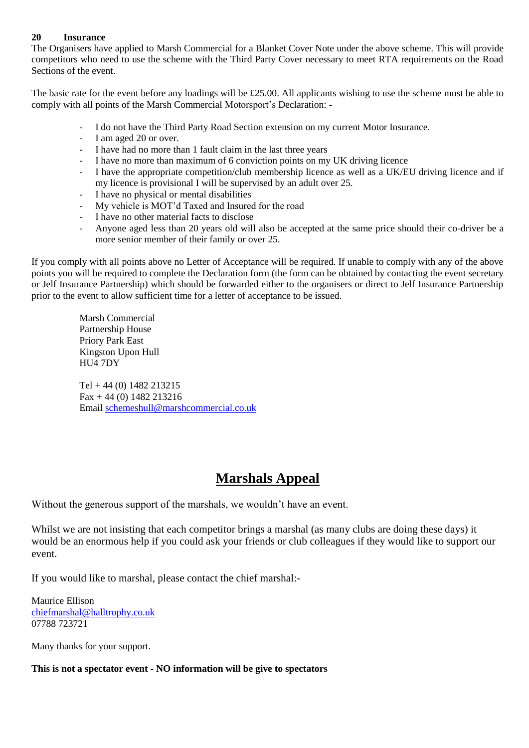## 20 Insurance

The Organisers have applied to Marsh Commercial for a Blanket Cover Note under the above scheme. This will provide competitors who need to use the scheme with the Third Party Cover necessary to meet RTA requirements on the Road Sections of the event.

The basic rate for the event before any loadings will be £25.00. All applicants wishing to use the scheme must be able to comply with all points of the Marsh Commercial Motorsport's Declaration: -

- I do not have the Third Party Road Section extension on my current Motor Insurance.
- I am aged 20 or over.
- I have had no more than 1 fault claim in the last three years
- I have no more than maximum of 6 conviction points on my UK driving licence
- I have the appropriate competition/club membership licence as well as a UK/EU driving licence and if my licence is provisional I will be supervised by an adult over 25.
- I have no physical or mental disabilities
- My vehicle is MOT'd Taxed and Insured for the road
- I have no other material facts to disclose
- Anyone aged less than 20 years old will also be accepted at the same price should their co-driver be a more senior member of their family or over 25.

If you comply with all points above no Letter of Acceptance will be required. If unable to comply with any of the above points you will be required to complete the Declaration form (the form can be obtained by contacting the event secretary or Jelf Insurance Partnership) which should be forwarded either to the organisers or direct to Jelf Insurance Partnership prior to the event to allow sufficient time for a letter of acceptance to be issued.

Marsh Commercial
Partnership House
Priory Park East
Kingston Upon Hull
HU4 7DY

Tel + 44 (0) 1482 213215
Fax + 44 (0) 1482 213216
Email schemeshull@marshcommercial.co.uk

# Marshals Appeal

Without the generous support of the marshals, we wouldn't have an event.

Whilst we are not insisting that each competitor brings a marshal (as many clubs are doing these days) it would be an enormous help if you could ask your friends or club colleagues if they would like to support our event.

If you would like to marshal, please contact the chief marshal:-

Maurice Ellison
chiefmarshal@halltrophy.co.uk
07788 723721

Many thanks for your support.

**This is not a spectator event - NO information will be give to spectators**